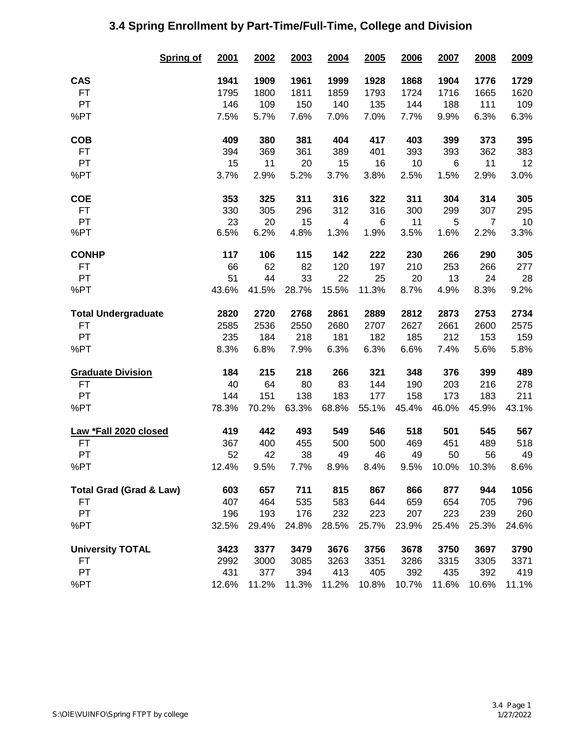# 3.4 Spring Enrollment by Part-Time/Full-Time, College and Division

| Spring of | 2001 | 2002 | 2003 | 2004 | 2005 | 2006 | 2007 | 2008 | 2009 |
|---|---|---|---|---|---|---|---|---|---|
| **CAS** | **1941** | **1909** | **1961** | **1999** | **1928** | **1868** | **1904** | **1776** | **1729** |
| FT | 1795 | 1800 | 1811 | 1859 | 1793 | 1724 | 1716 | 1665 | 1620 |
| PT | 146 | 109 | 150 | 140 | 135 | 144 | 188 | 111 | 109 |
| %PT | 7.5% | 5.7% | 7.6% | 7.0% | 7.0% | 7.7% | 9.9% | 6.3% | 6.3% |
| **COB** | **409** | **380** | **381** | **404** | **417** | **403** | **399** | **373** | **395** |
| FT | 394 | 369 | 361 | 389 | 401 | 393 | 393 | 362 | 383 |
| PT | 15 | 11 | 20 | 15 | 16 | 10 | 6 | 11 | 12 |
| %PT | 3.7% | 2.9% | 5.2% | 3.7% | 3.8% | 2.5% | 1.5% | 2.9% | 3.0% |
| **COE** | **353** | **325** | **311** | **316** | **322** | **311** | **304** | **314** | **305** |
| FT | 330 | 305 | 296 | 312 | 316 | 300 | 299 | 307 | 295 |
| PT | 23 | 20 | 15 | 4 | 6 | 11 | 5 | 7 | 10 |
| %PT | 6.5% | 6.2% | 4.8% | 1.3% | 1.9% | 3.5% | 1.6% | 2.2% | 3.3% |
| **CONHP** | **117** | **106** | **115** | **142** | **222** | **230** | **266** | **290** | **305** |
| FT | 66 | 62 | 82 | 120 | 197 | 210 | 253 | 266 | 277 |
| PT | 51 | 44 | 33 | 22 | 25 | 20 | 13 | 24 | 28 |
| %PT | 43.6% | 41.5% | 28.7% | 15.5% | 11.3% | 8.7% | 4.9% | 8.3% | 9.2% |
| **Total Undergraduate** | **2820** | **2720** | **2768** | **2861** | **2889** | **2812** | **2873** | **2753** | **2734** |
| FT | 2585 | 2536 | 2550 | 2680 | 2707 | 2627 | 2661 | 2600 | 2575 |
| PT | 235 | 184 | 218 | 181 | 182 | 185 | 212 | 153 | 159 |
| %PT | 8.3% | 6.8% | 7.9% | 6.3% | 6.3% | 6.6% | 7.4% | 5.6% | 5.8% |
| **Graduate Division** | **184** | **215** | **218** | **266** | **321** | **348** | **376** | **399** | **489** |
| FT | 40 | 64 | 80 | 83 | 144 | 190 | 203 | 216 | 278 |
| PT | 144 | 151 | 138 | 183 | 177 | 158 | 173 | 183 | 211 |
| %PT | 78.3% | 70.2% | 63.3% | 68.8% | 55.1% | 45.4% | 46.0% | 45.9% | 43.1% |
| **Law *Fall 2020 closed** | **419** | **442** | **493** | **549** | **546** | **518** | **501** | **545** | **567** |
| FT | 367 | 400 | 455 | 500 | 500 | 469 | 451 | 489 | 518 |
| PT | 52 | 42 | 38 | 49 | 46 | 49 | 50 | 56 | 49 |
| %PT | 12.4% | 9.5% | 7.7% | 8.9% | 8.4% | 9.5% | 10.0% | 10.3% | 8.6% |
| **Total Grad (Grad & Law)** | **603** | **657** | **711** | **815** | **867** | **866** | **877** | **944** | **1056** |
| FT | 407 | 464 | 535 | 583 | 644 | 659 | 654 | 705 | 796 |
| PT | 196 | 193 | 176 | 232 | 223 | 207 | 223 | 239 | 260 |
| %PT | 32.5% | 29.4% | 24.8% | 28.5% | 25.7% | 23.9% | 25.4% | 25.3% | 24.6% |
| **University TOTAL** | **3423** | **3377** | **3479** | **3676** | **3756** | **3678** | **3750** | **3697** | **3790** |
| FT | 2992 | 3000 | 3085 | 3263 | 3351 | 3286 | 3315 | 3305 | 3371 |
| PT | 431 | 377 | 394 | 413 | 405 | 392 | 435 | 392 | 419 |
| %PT | 12.6% | 11.2% | 11.3% | 11.2% | 10.8% | 10.7% | 11.6% | 10.6% | 11.1% |

S:\OIE\VUINFO\Spring FTPT by college

3.4 Page 1
1/27/2022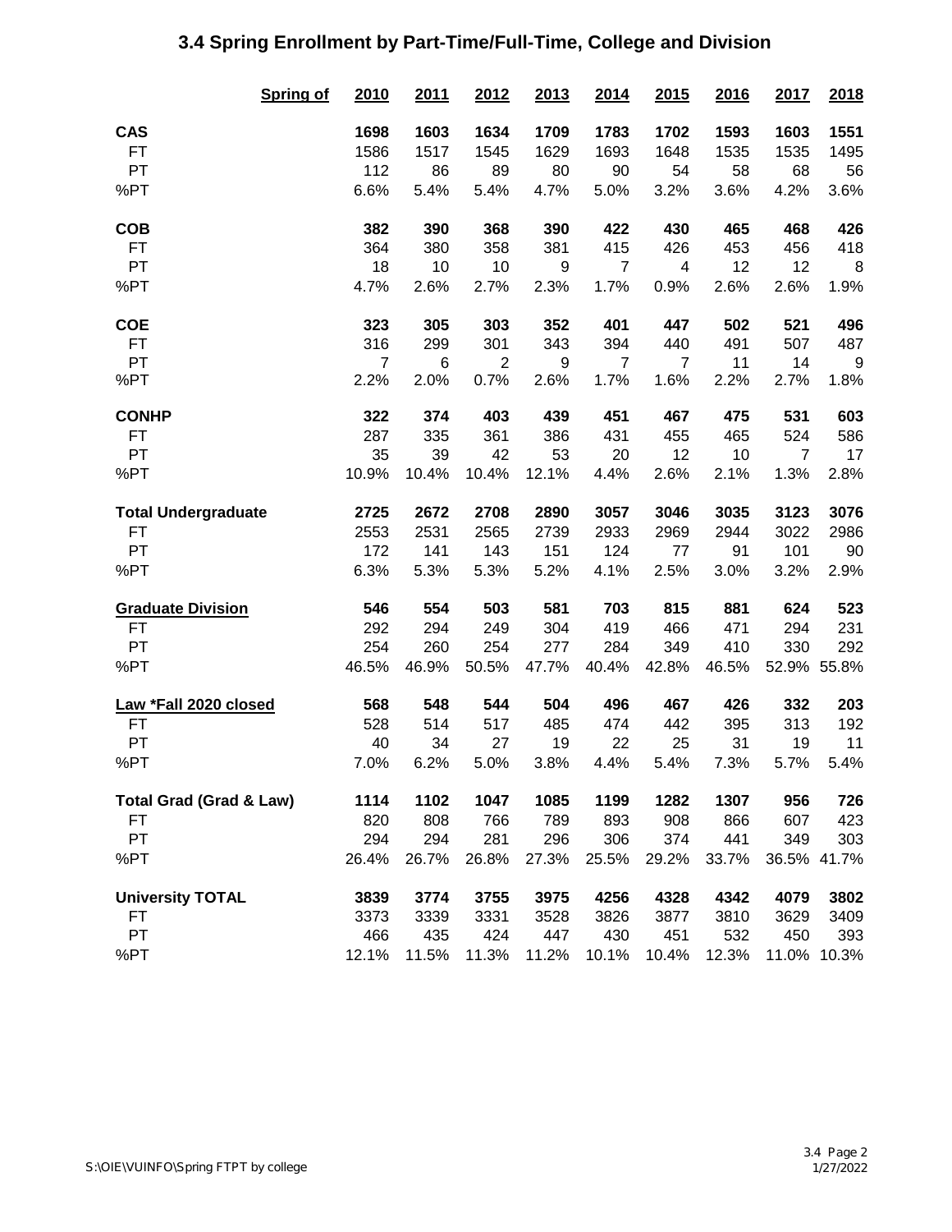# 3.4 Spring Enrollment by Part-Time/Full-Time, College and Division

| Spring of | 2010 | 2011 | 2012 | 2013 | 2014 | 2015 | 2016 | 2017 | 2018 |
|---|---|---|---|---|---|---|---|---|---|
| **CAS** | **1698** | **1603** | **1634** | **1709** | **1783** | **1702** | **1593** | **1603** | **1551** |
| FT | 1586 | 1517 | 1545 | 1629 | 1693 | 1648 | 1535 | 1535 | 1495 |
| PT | 112 | 86 | 89 | 80 | 90 | 54 | 58 | 68 | 56 |
| %PT | 6.6% | 5.4% | 5.4% | 4.7% | 5.0% | 3.2% | 3.6% | 4.2% | 3.6% |
| **COB** | **382** | **390** | **368** | **390** | **422** | **430** | **465** | **468** | **426** |
| FT | 364 | 380 | 358 | 381 | 415 | 426 | 453 | 456 | 418 |
| PT | 18 | 10 | 10 | 9 | 7 | 4 | 12 | 12 | 8 |
| %PT | 4.7% | 2.6% | 2.7% | 2.3% | 1.7% | 0.9% | 2.6% | 2.6% | 1.9% |
| **COE** | **323** | **305** | **303** | **352** | **401** | **447** | **502** | **521** | **496** |
| FT | 316 | 299 | 301 | 343 | 394 | 440 | 491 | 507 | 487 |
| PT | 7 | 6 | 2 | 9 | 7 | 7 | 11 | 14 | 9 |
| %PT | 2.2% | 2.0% | 0.7% | 2.6% | 1.7% | 1.6% | 2.2% | 2.7% | 1.8% |
| **CONHP** | **322** | **374** | **403** | **439** | **451** | **467** | **475** | **531** | **603** |
| FT | 287 | 335 | 361 | 386 | 431 | 455 | 465 | 524 | 586 |
| PT | 35 | 39 | 42 | 53 | 20 | 12 | 10 | 7 | 17 |
| %PT | 10.9% | 10.4% | 10.4% | 12.1% | 4.4% | 2.6% | 2.1% | 1.3% | 2.8% |
| **Total Undergraduate** | **2725** | **2672** | **2708** | **2890** | **3057** | **3046** | **3035** | **3123** | **3076** |
| FT | 2553 | 2531 | 2565 | 2739 | 2933 | 2969 | 2944 | 3022 | 2986 |
| PT | 172 | 141 | 143 | 151 | 124 | 77 | 91 | 101 | 90 |
| %PT | 6.3% | 5.3% | 5.3% | 5.2% | 4.1% | 2.5% | 3.0% | 3.2% | 2.9% |
| **Graduate Division** | **546** | **554** | **503** | **581** | **703** | **815** | **881** | **624** | **523** |
| FT | 292 | 294 | 249 | 304 | 419 | 466 | 471 | 294 | 231 |
| PT | 254 | 260 | 254 | 277 | 284 | 349 | 410 | 330 | 292 |
| %PT | 46.5% | 46.9% | 50.5% | 47.7% | 40.4% | 42.8% | 46.5% | 52.9% | 55.8% |
| **Law *Fall 2020 closed** | **568** | **548** | **544** | **504** | **496** | **467** | **426** | **332** | **203** |
| FT | 528 | 514 | 517 | 485 | 474 | 442 | 395 | 313 | 192 |
| PT | 40 | 34 | 27 | 19 | 22 | 25 | 31 | 19 | 11 |
| %PT | 7.0% | 6.2% | 5.0% | 3.8% | 4.4% | 5.4% | 7.3% | 5.7% | 5.4% |
| **Total Grad (Grad & Law)** | **1114** | **1102** | **1047** | **1085** | **1199** | **1282** | **1307** | **956** | **726** |
| FT | 820 | 808 | 766 | 789 | 893 | 908 | 866 | 607 | 423 |
| PT | 294 | 294 | 281 | 296 | 306 | 374 | 441 | 349 | 303 |
| %PT | 26.4% | 26.7% | 26.8% | 27.3% | 25.5% | 29.2% | 33.7% | 36.5% | 41.7% |
| **University TOTAL** | **3839** | **3774** | **3755** | **3975** | **4256** | **4328** | **4342** | **4079** | **3802** |
| FT | 3373 | 3339 | 3331 | 3528 | 3826 | 3877 | 3810 | 3629 | 3409 |
| PT | 466 | 435 | 424 | 447 | 430 | 451 | 532 | 450 | 393 |
| %PT | 12.1% | 11.5% | 11.3% | 11.2% | 10.1% | 10.4% | 12.3% | 11.0% | 10.3% |

S:\OIE\VUINFO\Spring FTPT by college

1/27/2022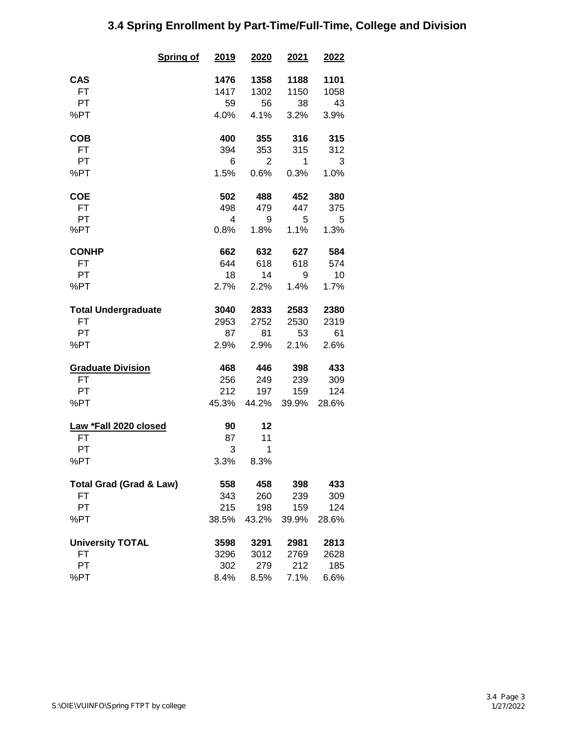# 3.4 Spring Enrollment by Part-Time/Full-Time, College and Division

| Spring of | 2019 | 2020 | 2021 | 2022 |
|---|---|---|---|---|
| **CAS** | **1476** | **1358** | **1188** | **1101** |
| FT | 1417 | 1302 | 1150 | 1058 |
| PT | 59 | 56 | 38 | 43 |
| %PT | 4.0% | 4.1% | 3.2% | 3.9% |
| **COB** | **400** | **355** | **316** | **315** |
| FT | 394 | 353 | 315 | 312 |
| PT | 6 | 2 | 1 | 3 |
| %PT | 1.5% | 0.6% | 0.3% | 1.0% |
| **COE** | **502** | **488** | **452** | **380** |
| FT | 498 | 479 | 447 | 375 |
| PT | 4 | 9 | 5 | 5 |
| %PT | 0.8% | 1.8% | 1.1% | 1.3% |
| **CONHP** | **662** | **632** | **627** | **584** |
| FT | 644 | 618 | 618 | 574 |
| PT | 18 | 14 | 9 | 10 |
| %PT | 2.7% | 2.2% | 1.4% | 1.7% |
| **Total Undergraduate** | **3040** | **2833** | **2583** | **2380** |
| FT | 2953 | 2752 | 2530 | 2319 |
| PT | 87 | 81 | 53 | 61 |
| %PT | 2.9% | 2.9% | 2.1% | 2.6% |
| **Graduate Division** | **468** | **446** | **398** | **433** |
| FT | 256 | 249 | 239 | 309 |
| PT | 212 | 197 | 159 | 124 |
| %PT | 45.3% | 44.2% | 39.9% | 28.6% |
| **Law *Fall 2020 closed** | **90** | **12** | | |
| FT | 87 | 11 | | |
| PT | 3 | 1 | | |
| %PT | 3.3% | 8.3% | | |
| **Total Grad (Grad & Law)** | **558** | **458** | **398** | **433** |
| FT | 343 | 260 | 239 | 309 |
| PT | 215 | 198 | 159 | 124 |
| %PT | 38.5% | 43.2% | 39.9% | 28.6% |
| **University TOTAL** | **3598** | **3291** | **2981** | **2813** |
| FT | 3296 | 3012 | 2769 | 2628 |
| PT | 302 | 279 | 212 | 185 |
| %PT | 8.4% | 8.5% | 7.1% | 6.6% |

S:\OIE\VUINFO\Spring FTPT by college

3.4 Page 3
1/27/2022